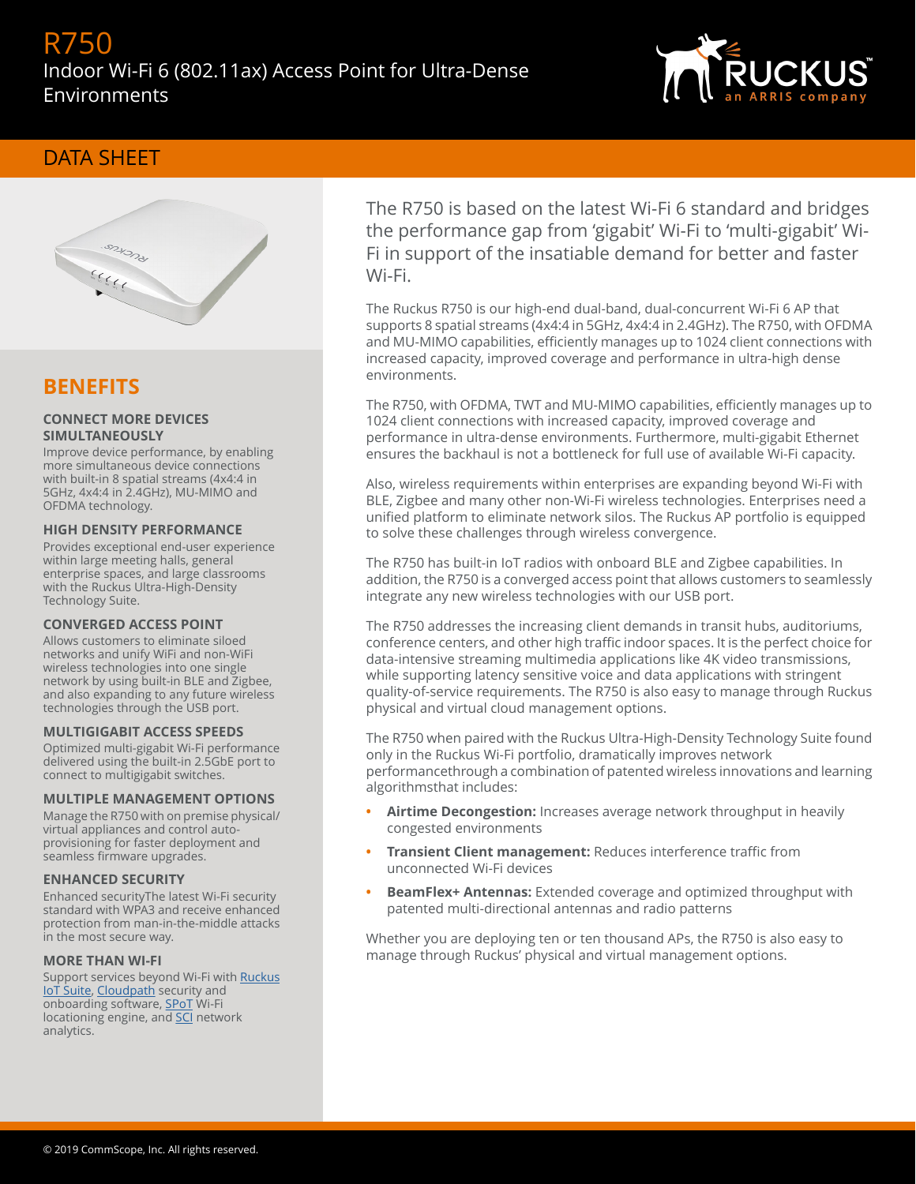# R750

Indoor Wi-Fi 6 (802.11ax) Access Point for Ultra-Dense Environments

## DATA SHEET

## BENEFITS

### CONNECT MORE DEVICES SIMULTANEOUSLY

Improve device performance, by enabling more simultaneous device connections with built-in 8 spatial streams (4x4:4 in 5GHz, 4x4:4 in 2.4GHz), MU-MIMO and OFDMA technology.

### HIGH DENSITY PERFORMANCE

Provides exceptional end-user experience within large meeting halls, general enterprise spaces, and large classrooms with the Ruckus Ultra-High-Density Technology Suite.

### CONVERGED ACCESS POINT

Allows customers to eliminate siloed networks and unify WiFi and non-WiFi wireless technologies into one single network by using built-in BLE and Zigbee, and also expanding to any future wireless technologies through the USB port.

### MULTIGIGABIT ACCESS SPEEDS

Optimized multi-gigabit Wi-Fi performance delivered using the built-in 2.5GbE port to connect to multigigabit switches.

### MULTIPLE MANAGEMENT OPTIONS

Manage the R750 with on premise physical/ virtual appliances and control auto-provisioning for faster deployment and seamless firmware upgrades.

### ENHANCED SECURITY

Enhanced securityThe latest Wi-Fi security standard with WPA3 and receive enhanced protection from man-in-the-middle attacks in the most secure way.

### MORE THAN WI-FI

Support services beyond Wi-Fi with Ruckus IoT Suite, Cloudpath security and onboarding software, SPoT Wi-Fi locationing engine, and SCI network analytics.

The R750 is based on the latest Wi-Fi 6 standard and bridges the performance gap from 'gigabit' Wi-Fi to 'multi-gigabit' Wi-Fi in support of the insatiable demand for better and faster Wi-Fi.

The Ruckus R750 is our high-end dual-band, dual-concurrent Wi-Fi 6 AP that supports 8 spatial streams (4x4:4 in 5GHz, 4x4:4 in 2.4GHz). The R750, with OFDMA and MU-MIMO capabilities, efficiently manages up to 1024 client connections with increased capacity, improved coverage and performance in ultra-high dense environments.

The R750, with OFDMA, TWT and MU-MIMO capabilities, efficiently manages up to 1024 client connections with increased capacity, improved coverage and performance in ultra-dense environments. Furthermore, multi-gigabit Ethernet ensures the backhaul is not a bottleneck for full use of available Wi-Fi capacity.

Also, wireless requirements within enterprises are expanding beyond Wi-Fi with BLE, Zigbee and many other non-Wi-Fi wireless technologies. Enterprises need a unified platform to eliminate network silos. The Ruckus AP portfolio is equipped to solve these challenges through wireless convergence.

The R750 has built-in IoT radios with onboard BLE and Zigbee capabilities. In addition, the R750 is a converged access point that allows customers to seamlessly integrate any new wireless technologies with our USB port.

The R750 addresses the increasing client demands in transit hubs, auditoriums, conference centers, and other high traffic indoor spaces. It is the perfect choice for data-intensive streaming multimedia applications like 4K video transmissions, while supporting latency sensitive voice and data applications with stringent quality-of-service requirements. The R750 is also easy to manage through Ruckus physical and virtual cloud management options.

The R750 when paired with the Ruckus Ultra-High-Density Technology Suite found only in the Ruckus Wi-Fi portfolio, dramatically improves network performancethrough a combination of patented wireless innovations and learning algorithmsthat includes:

- **Airtime Decongestion:** Increases average network throughput in heavily congested environments
- **Transient Client management:** Reduces interference traffic from unconnected Wi-Fi devices
- **BeamFlex+ Antennas:** Extended coverage and optimized throughput with patented multi-directional antennas and radio patterns

Whether you are deploying ten or ten thousand APs, the R750 is also easy to manage through Ruckus' physical and virtual management options.

© 2019 CommScope, Inc. All rights reserved.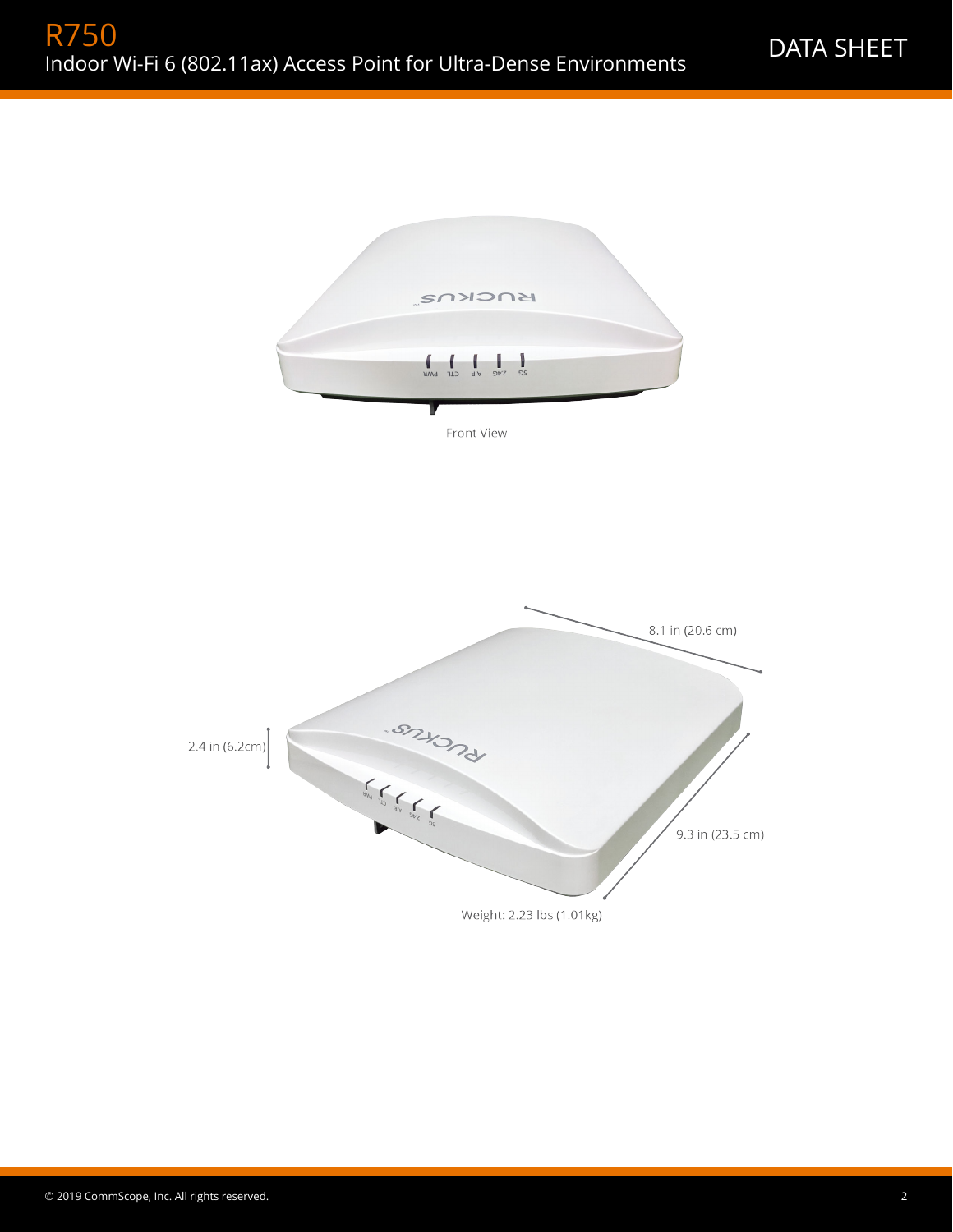Front View

8.1 in (20.6 cm)

2.4 in (6.2cm)

9.3 in (23.5 cm)

Weight: 2.23 lbs (1.01kg)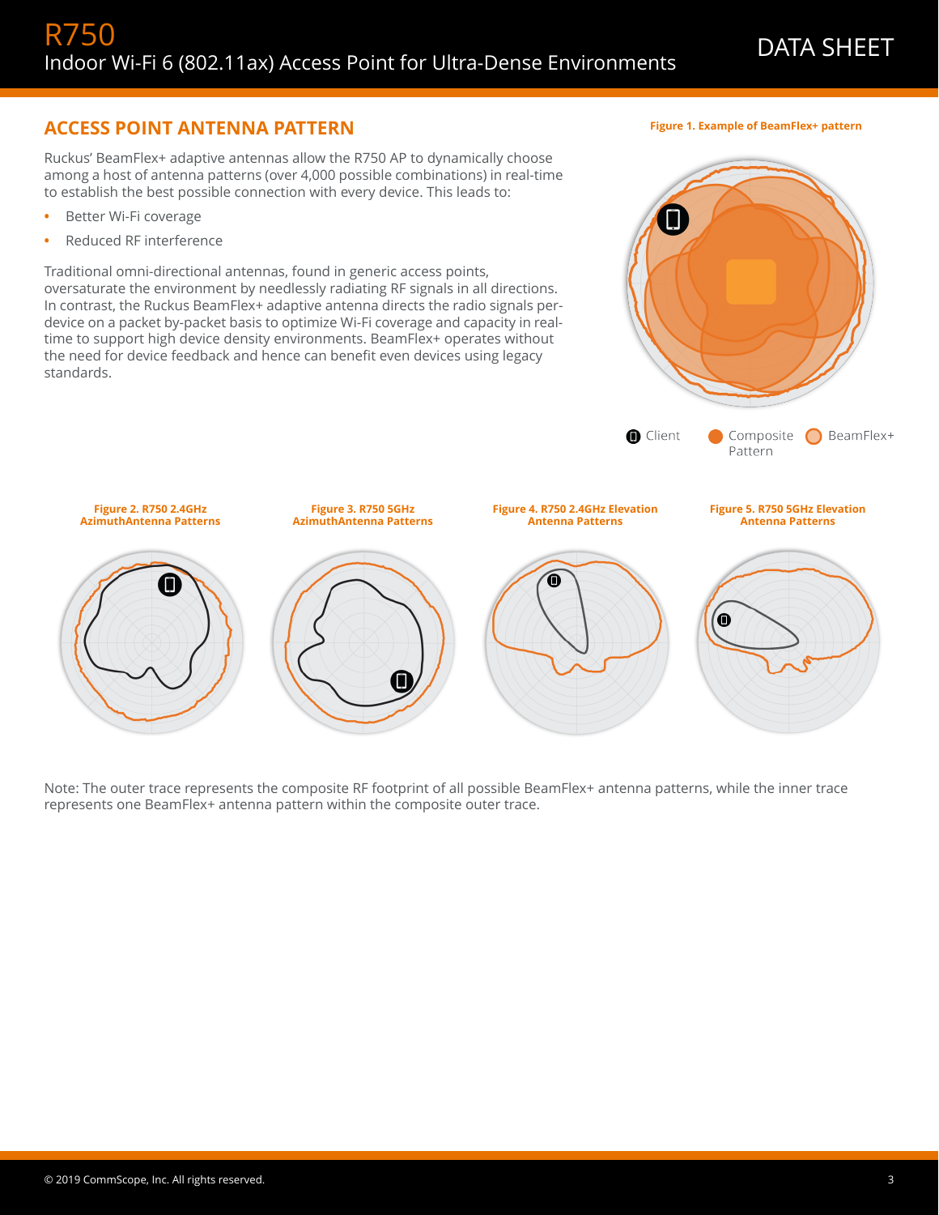## ACCESS POINT ANTENNA PATTERN

Ruckus' BeamFlex+ adaptive antennas allow the R750 AP to dynamically choose among a host of antenna patterns (over 4,000 possible combinations) in real-time to establish the best possible connection with every device. This leads to:

- Better Wi-Fi coverage
- Reduced RF interference

Traditional omni-directional antennas, found in generic access points, oversaturate the environment by needlessly radiating RF signals in all directions. In contrast, the Ruckus BeamFlex+ adaptive antenna directs the radio signals per-device on a packet by-packet basis to optimize Wi-Fi coverage and capacity in real-time to support high device density environments. BeamFlex+ operates without the need for device feedback and hence can benefit even devices using legacy standards.

**Figure 1. Example of BeamFlex+ pattern**

Client | Composite Pattern | BeamFlex+

**Figure 2. R750 2.4GHz AzimuthAntenna Patterns**

**Figure 3. R750 5GHz AzimuthAntenna Patterns**

**Figure 4. R750 2.4GHz Elevation Antenna Patterns**

**Figure 5. R750 5GHz Elevation Antenna Patterns**

Note: The outer trace represents the composite RF footprint of all possible BeamFlex+ antenna patterns, while the inner trace represents one BeamFlex+ antenna pattern within the composite outer trace.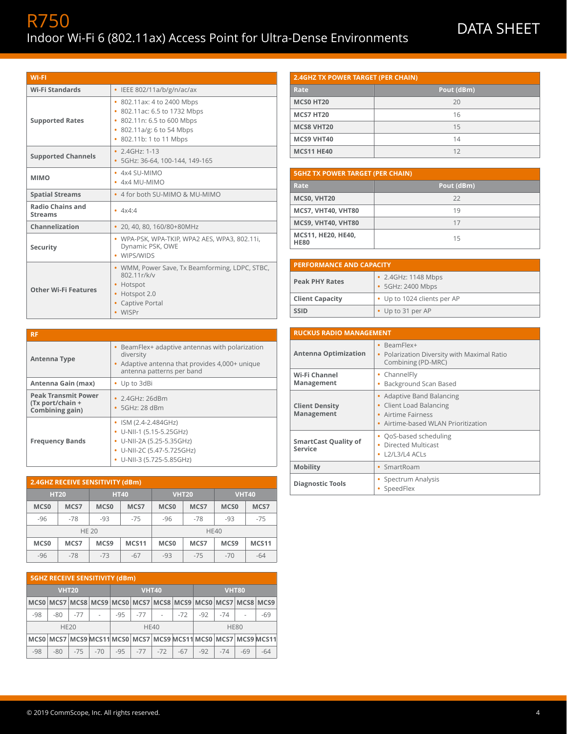# R750

## Indoor Wi-Fi 6 (802.11ax) Access Point for Ultra-Dense Environments

DATA SHEET

| WI-FI | |
|---|---|
| **Wi-Fi Standards** | • IEEE 802/11a/b/g/n/ac/ax |
| **Supported Rates** | • 802.11ax: 4 to 2400 Mbps<br>• 802.11ac: 6.5 to 1732 Mbps<br>• 802.11n: 6.5 to 600 Mbps<br>• 802.11a/g: 6 to 54 Mbps<br>• 802.11b: 1 to 11 Mbps |
| **Supported Channels** | • 2.4GHz: 1-13<br>• 5GHz: 36-64, 100-144, 149-165 |
| **MIMO** | • 4x4 SU-MIMO<br>• 4x4 MU-MIMO |
| **Spatial Streams** | • 4 for both SU-MIMO & MU-MIMO |
| **Radio Chains and Streams** | • 4x4:4 |
| **Channelization** | • 20, 40, 80, 160/80+80MHz |
| **Security** | • WPA-PSK, WPA-TKIP, WPA2 AES, WPA3, 802.11i, Dynamic PSK, OWE<br>• WIPS/WIDS |
| **Other Wi-Fi Features** | • WMM, Power Save, Tx Beamforming, LDPC, STBC, 802.11r/k/v<br>• Hotspot<br>• Hotspot 2.0<br>• Captive Portal<br>• WISPr |

| RF | |
|---|---|
| **Antenna Type** | • BeamFlex+ adaptive antennas with polarization diversity<br>• Adaptive antenna that provides 4,000+ unique antenna patterns per band |
| **Antenna Gain (max)** | • Up to 3dBi |
| **Peak Transmit Power (Tx port/chain + Combining gain)** | • 2.4GHz: 26dBm<br>• 5GHz: 28 dBm |
| **Frequency Bands** | • ISM (2.4-2.484GHz)<br>• U-NII-1 (5.15-5.25GHz)<br>• U-NII-2A (5.25-5.35GHz)<br>• U-NII-2C (5.47-5.725GHz)<br>• U-NII-3 (5.725-5.85GHz) |

**2.4GHZ RECEIVE SENSITIVITY (dBm)**

| HT20 | | HT40 | | VHT20 | | VHT40 | |
|---|---|---|---|---|---|---|---|
| MCS0 | MCS7 | MCS0 | MCS7 | MCS0 | MCS7 | MCS0 | MCS7 |
| -96 | -78 | -93 | -75 | -96 | -78 | -93 | -75 |
| HE 20 | | | | HE40 | | | |
| MCS0 | MCS7 | MCS9 | MCS11 | MCS0 | MCS7 | MCS9 | MCS11 |
| -96 | -78 | -73 | -67 | -93 | -75 | -70 | -64 |

**5GHZ RECEIVE SENSITIVITY (dBm)**

| VHT20 | | | | VHT40 | | | | VHT80 | | | |
|---|---|---|---|---|---|---|---|---|---|---|---|
| MCS0 | MCS7 | MCS8 | MCS9 | MCS0 | MCS7 | MCS8 | MCS9 | MCS0 | MCS7 | MCS8 | MCS9 |
| -98 | -80 | -77 | - | -95 | -77 | - | -72 | -92 | -74 | - | -69 |
| HE20 | | | | HE40 | | | | HE80 | | | |
| MCS0 | MCS7 | MCS9 | MCS11 | MCS0 | MCS7 | MCS9 | MCS11 | MCS0 | MCS7 | MCS9 | MCS11 |
| -98 | -80 | -75 | -70 | -95 | -77 | -72 | -67 | -92 | -74 | -69 | -64 |

**2.4GHZ TX POWER TARGET (PER CHAIN)**

| Rate | Pout (dBm) |
|---|---|
| **MCS0 HT20** | 20 |
| **MCS7 HT20** | 16 |
| **MCS8 VHT20** | 15 |
| **MCS9 VHT40** | 14 |
| **MCS11 HE40** | 12 |

**5GHZ TX POWER TARGET (PER CHAIN)**

| Rate | Pout (dBm) |
|---|---|
| **MCS0, VHT20** | 22 |
| **MCS7, VHT40, VHT80** | 19 |
| **MCS9, VHT40, VHT80** | 17 |
| **MCS11, HE20, HE40, HE80** | 15 |

| PERFORMANCE AND CAPACITY | |
|---|---|
| **Peak PHY Rates** | • 2.4GHz: 1148 Mbps<br>• 5GHz: 2400 Mbps |
| **Client Capacity** | • Up to 1024 clients per AP |
| **SSID** | • Up to 31 per AP |

| RUCKUS RADIO MANAGEMENT | |
|---|---|
| **Antenna Optimization** | • BeamFlex+<br>• Polarization Diversity with Maximal Ratio Combining (PD-MRC) |
| **Wi-Fi Channel Management** | • ChannelFly<br>• Background Scan Based |
| **Client Density Management** | • Adaptive Band Balancing<br>• Client Load Balancing<br>• Airtime Fairness<br>• Airtime-based WLAN Prioritization |
| **SmartCast Quality of Service** | • QoS-based scheduling<br>• Directed Multicast<br>• L2/L3/L4 ACLs |
| **Mobility** | • SmartRoam |
| **Diagnostic Tools** | • Spectrum Analysis<br>• SpeedFlex |

© 2019 CommScope, Inc. All rights reserved.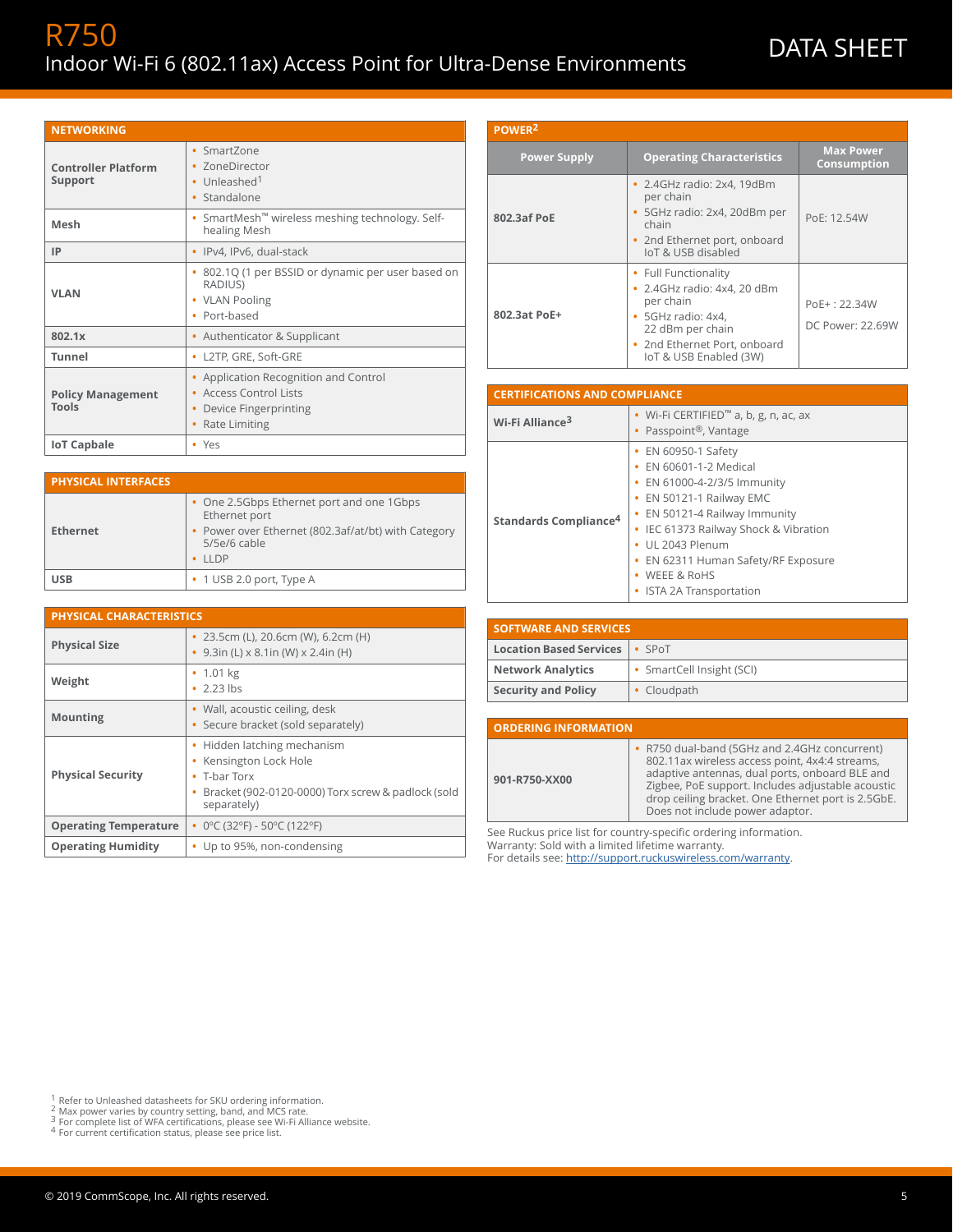# R750

## Indoor Wi-Fi 6 (802.11ax) Access Point for Ultra-Dense Environments

DATA SHEET

| NETWORKING | |
|---|---|
| **Controller Platform Support** | • SmartZone<br>• ZoneDirector<br>• Unleashed[1]<br>• Standalone |
| **Mesh** | • SmartMesh™ wireless meshing technology. Self-healing Mesh |
| **IP** | • IPv4, IPv6, dual-stack |
| **VLAN** | • 802.1Q (1 per BSSID or dynamic per user based on RADIUS)<br>• VLAN Pooling<br>• Port-based |
| **802.1x** | • Authenticator & Supplicant |
| **Tunnel** | • L2TP, GRE, Soft-GRE |
| **Policy Management Tools** | • Application Recognition and Control<br>• Access Control Lists<br>• Device Fingerprinting<br>• Rate Limiting |
| **IoT Capbale** | • Yes |

| PHYSICAL INTERFACES | |
|---|---|
| **Ethernet** | • One 2.5Gbps Ethernet port and one 1Gbps Ethernet port<br>• Power over Ethernet (802.3af/at/bt) with Category 5/5e/6 cable<br>• LLDP |
| **USB** | • 1 USB 2.0 port, Type A |

| PHYSICAL CHARACTERISTICS | |
|---|---|
| **Physical Size** | • 23.5cm (L), 20.6cm (W), 6.2cm (H)<br>• 9.3in (L) x 8.1in (W) x 2.4in (H) |
| **Weight** | • 1.01 kg<br>• 2.23 lbs |
| **Mounting** | • Wall, acoustic ceiling, desk<br>• Secure bracket (sold separately) |
| **Physical Security** | • Hidden latching mechanism<br>• Kensington Lock Hole<br>• T-bar Torx<br>• Bracket (902-0120-0000) Torx screw & padlock (sold separately) |
| **Operating Temperature** | • 0°C (32°F) - 50°C (122°F) |
| **Operating Humidity** | • Up to 95%, non-condensing |

**POWER[2]**

| Power Supply | Operating Characteristics | Max Power Consumption |
|---|---|---|
| **802.3af PoE** | • 2.4GHz radio: 2x4, 19dBm per chain<br>• 5GHz radio: 2x4, 20dBm per chain<br>• 2nd Ethernet port, onboard IoT & USB disabled | PoE: 12.54W |
| **802.3at PoE+** | • Full Functionality<br>• 2.4GHz radio: 4x4, 20 dBm per chain<br>• 5GHz radio: 4x4, 22 dBm per chain<br>• 2nd Ethernet Port, onboard IoT & USB Enabled (3W) | PoE+ : 22.34W<br>DC Power: 22.69W |

| CERTIFICATIONS AND COMPLIANCE | |
|---|---|
| **Wi-Fi Alliance[3]** | • Wi-Fi CERTIFIED™ a, b, g, n, ac, ax<br>• Passpoint®, Vantage |
| **Standards Compliance[4]** | • EN 60950-1 Safety<br>• EN 60601-1-2 Medical<br>• EN 61000-4-2/3/5 Immunity<br>• EN 50121-1 Railway EMC<br>• EN 50121-4 Railway Immunity<br>• IEC 61373 Railway Shock & Vibration<br>• UL 2043 Plenum<br>• EN 62311 Human Safety/RF Exposure<br>• WEEE & RoHS<br>• ISTA 2A Transportation |

| SOFTWARE AND SERVICES | |
|---|---|
| **Location Based Services** | • SPoT |
| **Network Analytics** | • SmartCell Insight (SCI) |
| **Security and Policy** | • Cloudpath |

| ORDERING INFORMATION | |
|---|---|
| **901-R750-XX00** | • R750 dual-band (5GHz and 2.4GHz concurrent) 802.11ax wireless access point, 4x4:4 streams, adaptive antennas, dual ports, onboard BLE and Zigbee, PoE support. Includes adjustable acoustic drop ceiling bracket. One Ethernet port is 2.5GbE. Does not include power adaptor. |

See Ruckus price list for country-specific ordering information.
Warranty: Sold with a limited lifetime warranty.
For details see: http://support.ruckuswireless.com/warranty.

[1] Refer to Unleashed datasheets for SKU ordering information.
[2] Max power varies by country setting, band, and MCS rate.
[3] For complete list of WFA certifications, please see Wi-Fi Alliance website.
[4] For current certification status, please see price list.

© 2019 CommScope, Inc. All rights reserved.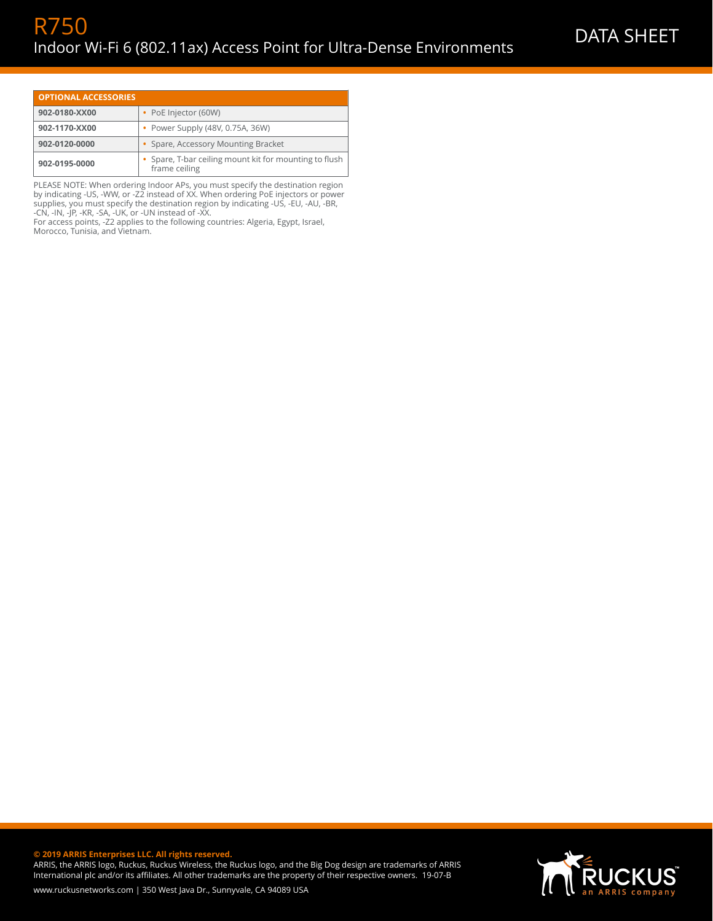| OPTIONAL ACCESSORIES | |
|---|---|
| **902-0180-XX00** | • PoE Injector (60W) |
| **902-1170-XX00** | • Power Supply (48V, 0.75A, 36W) |
| **902-0120-0000** | • Spare, Accessory Mounting Bracket |
| **902-0195-0000** | • Spare, T-bar ceiling mount kit for mounting to flush frame ceiling |

PLEASE NOTE: When ordering Indoor APs, you must specify the destination region by indicating -US, -WW, or -Z2 instead of XX. When ordering PoE injectors or power supplies, you must specify the destination region by indicating -US, -EU, -AU, -BR, -CN, -IN, -JP, -KR, -SA, -UK, or -UN instead of -XX.
For access points, -Z2 applies to the following countries: Algeria, Egypt, Israel, Morocco, Tunisia, and Vietnam.

**© 2019 ARRIS Enterprises LLC. All rights reserved.**
ARRIS, the ARRIS logo, Ruckus, Ruckus Wireless, the Ruckus logo, and the Big Dog design are trademarks of ARRIS International plc and/or its affiliates. All other trademarks are the property of their respective owners. 19-07-B

www.ruckusnetworks.com | 350 West Java Dr., Sunnyvale, CA 94089 USA